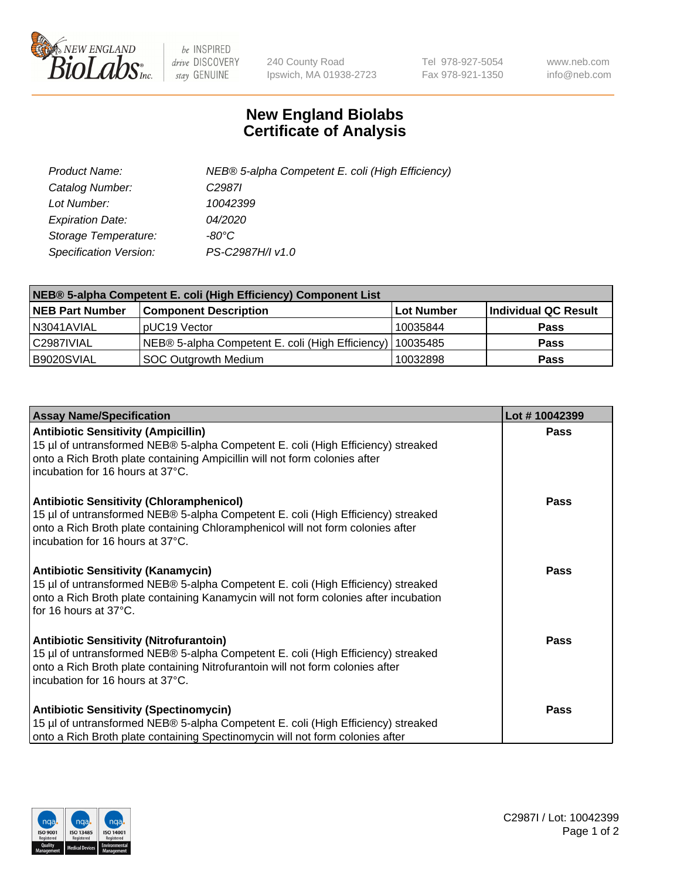# New England Biolabs Certificate of Analysis

| | |
|---|---|
| *Product Name:* | *NEB® 5-alpha Competent E. coli (High Efficiency)* |
| *Catalog Number:* | *C2987I* |
| *Lot Number:* | *10042399* |
| *Expiration Date:* | *04/2020* |
| *Storage Temperature:* | *-80°C* |
| *Specification Version:* | *PS-C2987H/I v1.0* |

**NEB® 5-alpha Competent E. coli (High Efficiency) Component List**

| NEB Part Number | Component Description | Lot Number | Individual QC Result |
|---|---|---|---|
| N3041AVIAL | pUC19 Vector | 10035844 | **Pass** |
| C2987IVIAL | NEB® 5-alpha Competent E. coli (High Efficiency) | 10035485 | **Pass** |
| B9020SVIAL | SOC Outgrowth Medium | 10032898 | **Pass** |

| Assay Name/Specification | Lot # 10042399 |
|---|---|
| **Antibiotic Sensitivity (Ampicillin)**<br>15 µl of untransformed NEB® 5-alpha Competent E. coli (High Efficiency) streaked onto a Rich Broth plate containing Ampicillin will not form colonies after incubation for 16 hours at 37°C. | **Pass** |
| **Antibiotic Sensitivity (Chloramphenicol)**<br>15 µl of untransformed NEB® 5-alpha Competent E. coli (High Efficiency) streaked onto a Rich Broth plate containing Chloramphenicol will not form colonies after incubation for 16 hours at 37°C. | **Pass** |
| **Antibiotic Sensitivity (Kanamycin)**<br>15 µl of untransformed NEB® 5-alpha Competent E. coli (High Efficiency) streaked onto a Rich Broth plate containing Kanamycin will not form colonies after incubation for 16 hours at 37°C. | **Pass** |
| **Antibiotic Sensitivity (Nitrofurantoin)**<br>15 µl of untransformed NEB® 5-alpha Competent E. coli (High Efficiency) streaked onto a Rich Broth plate containing Nitrofurantoin will not form colonies after incubation for 16 hours at 37°C. | **Pass** |
| **Antibiotic Sensitivity (Spectinomycin)**<br>15 µl of untransformed NEB® 5-alpha Competent E. coli (High Efficiency) streaked onto a Rich Broth plate containing Spectinomycin will not form colonies after | **Pass** |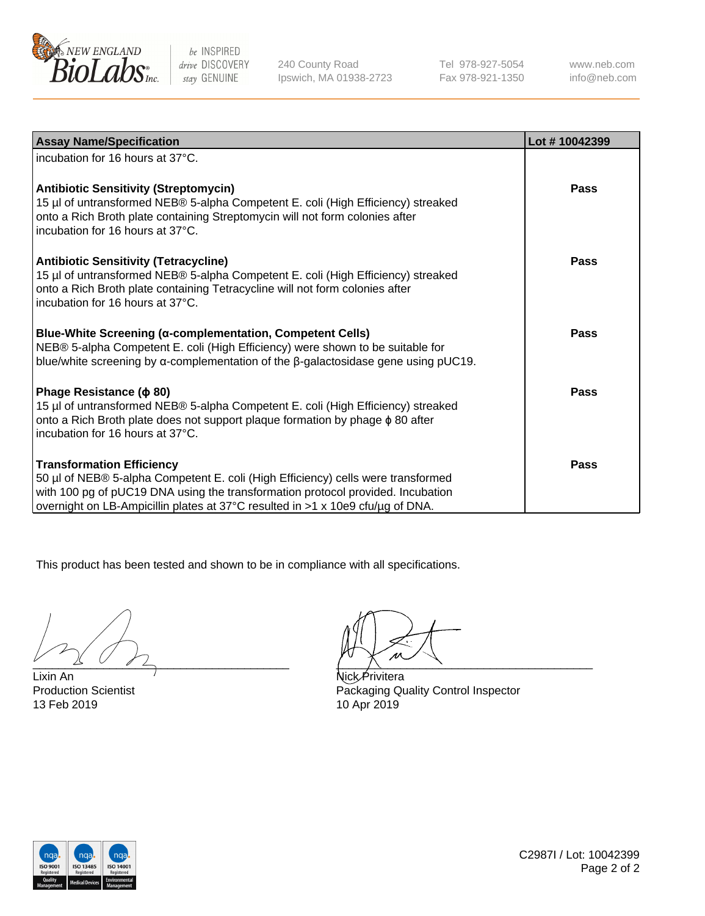| Assay Name/Specification | Lot # 10042399 |
| --- | --- |
| incubation for 16 hours at 37°C. | |
| **Antibiotic Sensitivity (Streptomycin)**<br>15 µl of untransformed NEB® 5-alpha Competent E. coli (High Efficiency) streaked onto a Rich Broth plate containing Streptomycin will not form colonies after incubation for 16 hours at 37°C. | Pass |
| **Antibiotic Sensitivity (Tetracycline)**<br>15 µl of untransformed NEB® 5-alpha Competent E. coli (High Efficiency) streaked onto a Rich Broth plate containing Tetracycline will not form colonies after incubation for 16 hours at 37°C. | Pass |
| **Blue-White Screening (α-complementation, Competent Cells)**<br>NEB® 5-alpha Competent E. coli (High Efficiency) were shown to be suitable for blue/white screening by α-complementation of the β-galactosidase gene using pUC19. | Pass |
| **Phage Resistance (ϕ 80)**<br>15 µl of untransformed NEB® 5-alpha Competent E. coli (High Efficiency) streaked onto a Rich Broth plate does not support plaque formation by phage ϕ 80 after incubation for 16 hours at 37°C. | Pass |
| **Transformation Efficiency**<br>50 µl of NEB® 5-alpha Competent E. coli (High Efficiency) cells were transformed with 100 pg of pUC19 DNA using the transformation protocol provided. Incubation overnight on LB-Ampicillin plates at 37°C resulted in >1 x 10e9 cfu/µg of DNA. | Pass |

This product has been tested and shown to be in compliance with all specifications.

Lixin An
Production Scientist
13 Feb 2019

Nick Privitera
Packaging Quality Control Inspector
10 Apr 2019

C2987I / Lot: 10042399